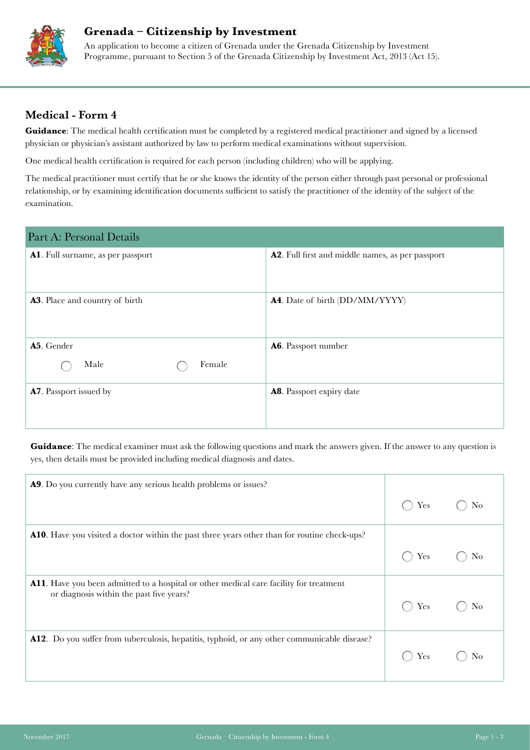# Grenada – Citizenship by Investment

An application to become a citizen of Grenada under the Grenada Citizenship by Investment Programme, pursuant to Section 5 of the Grenada Citizenship by Investment Act, 2013 (Act 15).

## Medical - Form 4

**Guidance**: The medical health certification must be completed by a registered medical practitioner and signed by a licensed physician or physician's assistant authorized by law to perform medical examinations without supervision.

One medical health certification is required for each person (including children) who will be applying.

The medical practitioner must certify that he or she knows the identity of the person either through past personal or professional relationship, or by examining identification documents sufficient to satisfy the practitioner of the identity of the subject of the examination.

| Part A: Personal Details | |
|---|---|
| **A1**. Full surname, as per passport | **A2**. Full first and middle names, as per passport |
| **A3**. Place and country of birth | **A4**. Date of birth (DD/MM/YYYY) |
| **A5**. Gender ◯ Male ◯ Female | **A6**. Passport number |
| **A7**. Passport issued by | **A8**. Passport expiry date |

**Guidance**: The medical examiner must ask the following questions and mark the answers given. If the answer to any question is yes, then details must be provided including medical diagnosis and dates.

| Question | Answer |
|---|---|
| **A9**. Do you currently have any serious health problems or issues? | ◯ Yes ◯ No |
| **A10**. Have you visited a doctor within the past three years other than for routine check-ups? | ◯ Yes ◯ No |
| **A11**. Have you been admitted to a hospital or other medical care facility for treatment or diagnosis within the past five years? | ◯ Yes ◯ No |
| **A12**. Do you suffer from tuberculosis, hepatitis, typhoid, or any other communicable disease? | ◯ Yes ◯ No |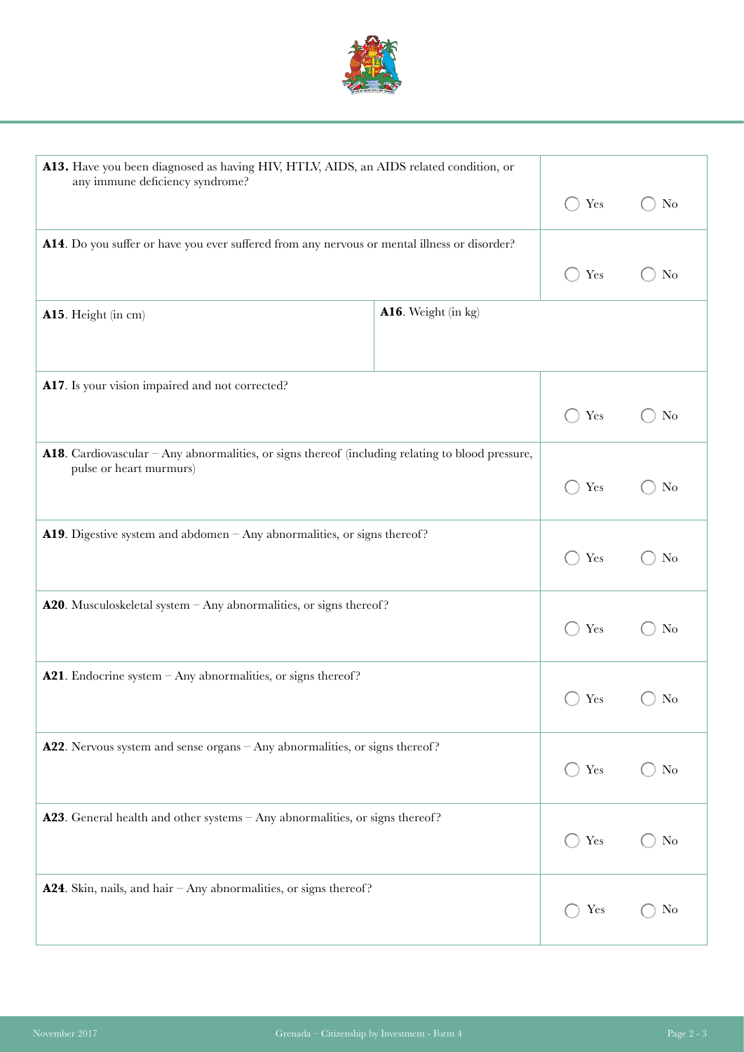| Question | Yes | No |
|---|---|---|
| **A13.** Have you been diagnosed as having HIV, HTLV, AIDS, an AIDS related condition, or any immune deficiency syndrome? | ◯ Yes | ◯ No |
| **A14**. Do you suffer or have you ever suffered from any nervous or mental illness or disorder? | ◯ Yes | ◯ No |
| **A15**. Height (in cm) | **A16**. Weight (in kg) | |
| **A17**. Is your vision impaired and not corrected? | ◯ Yes | ◯ No |
| **A18**. Cardiovascular – Any abnormalities, or signs thereof (including relating to blood pressure, pulse or heart murmurs) | ◯ Yes | ◯ No |
| **A19**. Digestive system and abdomen – Any abnormalities, or signs thereof? | ◯ Yes | ◯ No |
| **A20**. Musculoskeletal system – Any abnormalities, or signs thereof? | ◯ Yes | ◯ No |
| **A21**. Endocrine system – Any abnormalities, or signs thereof? | ◯ Yes | ◯ No |
| **A22**. Nervous system and sense organs – Any abnormalities, or signs thereof? | ◯ Yes | ◯ No |
| **A23**. General health and other systems – Any abnormalities, or signs thereof? | ◯ Yes | ◯ No |
| **A24**. Skin, nails, and hair – Any abnormalities, or signs thereof? | ◯ Yes | ◯ No |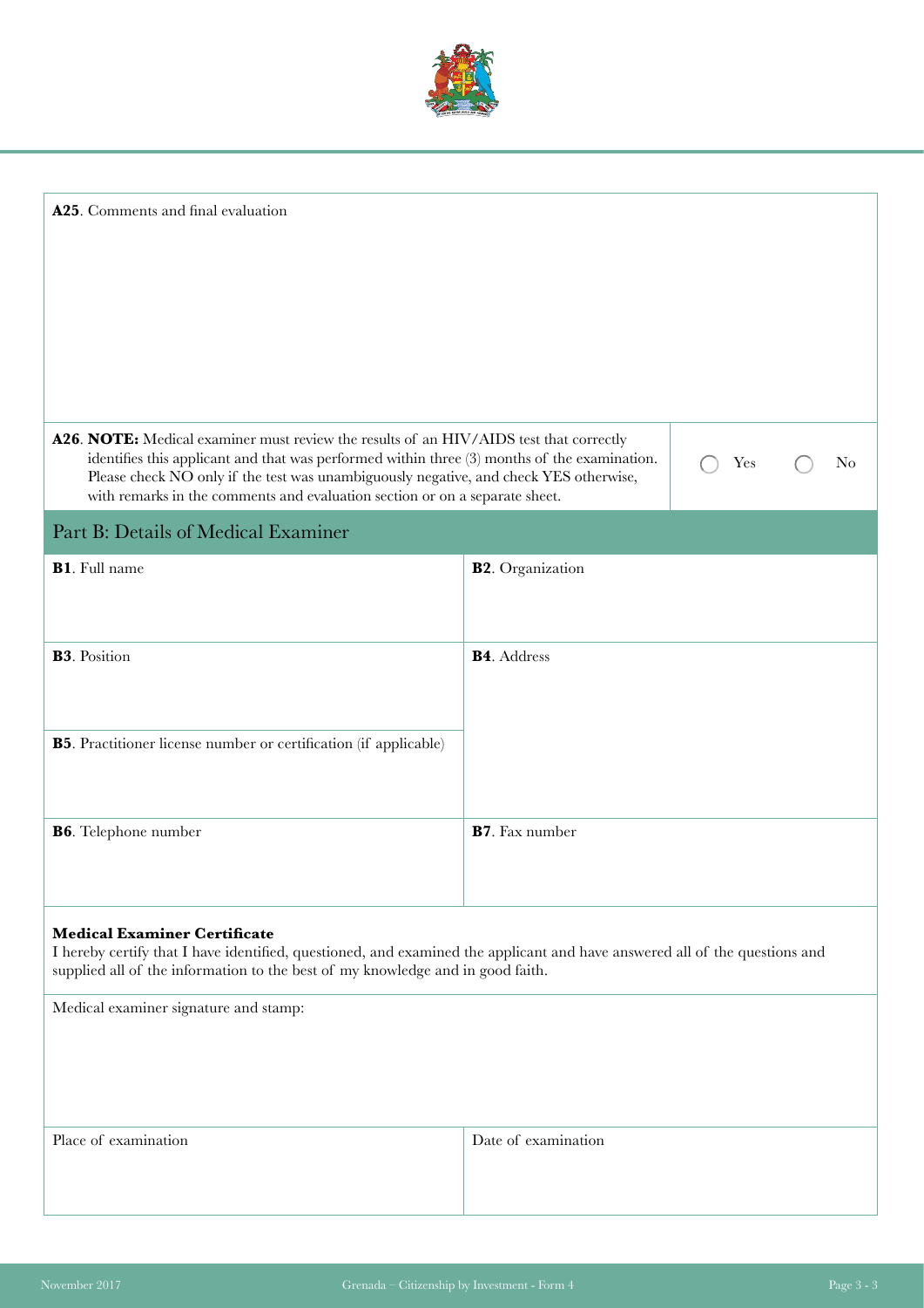**A25**. Comments and final evaluation

**A26**. **NOTE:** Medical examiner must review the results of an HIV/AIDS test that correctly identifies this applicant and that was performed within three (3) months of the examination. Please check NO only if the test was unambiguously negative, and check YES otherwise, with remarks in the comments and evaluation section or on a separate sheet.

◯ Yes ◯ No

## Part B: Details of Medical Examiner

| | |
|---|---|
| **B1**. Full name | **B2**. Organization |
| **B3**. Position | **B4**. Address |
| **B5**. Practitioner license number or certification (if applicable) | |
| **B6**. Telephone number | **B7**. Fax number |

**Medical Examiner Certificate**

I hereby certify that I have identified, questioned, and examined the applicant and have answered all of the questions and supplied all of the information to the best of my knowledge and in good faith.

Medical examiner signature and stamp:

| | |
|---|---|
| Place of examination | Date of examination |